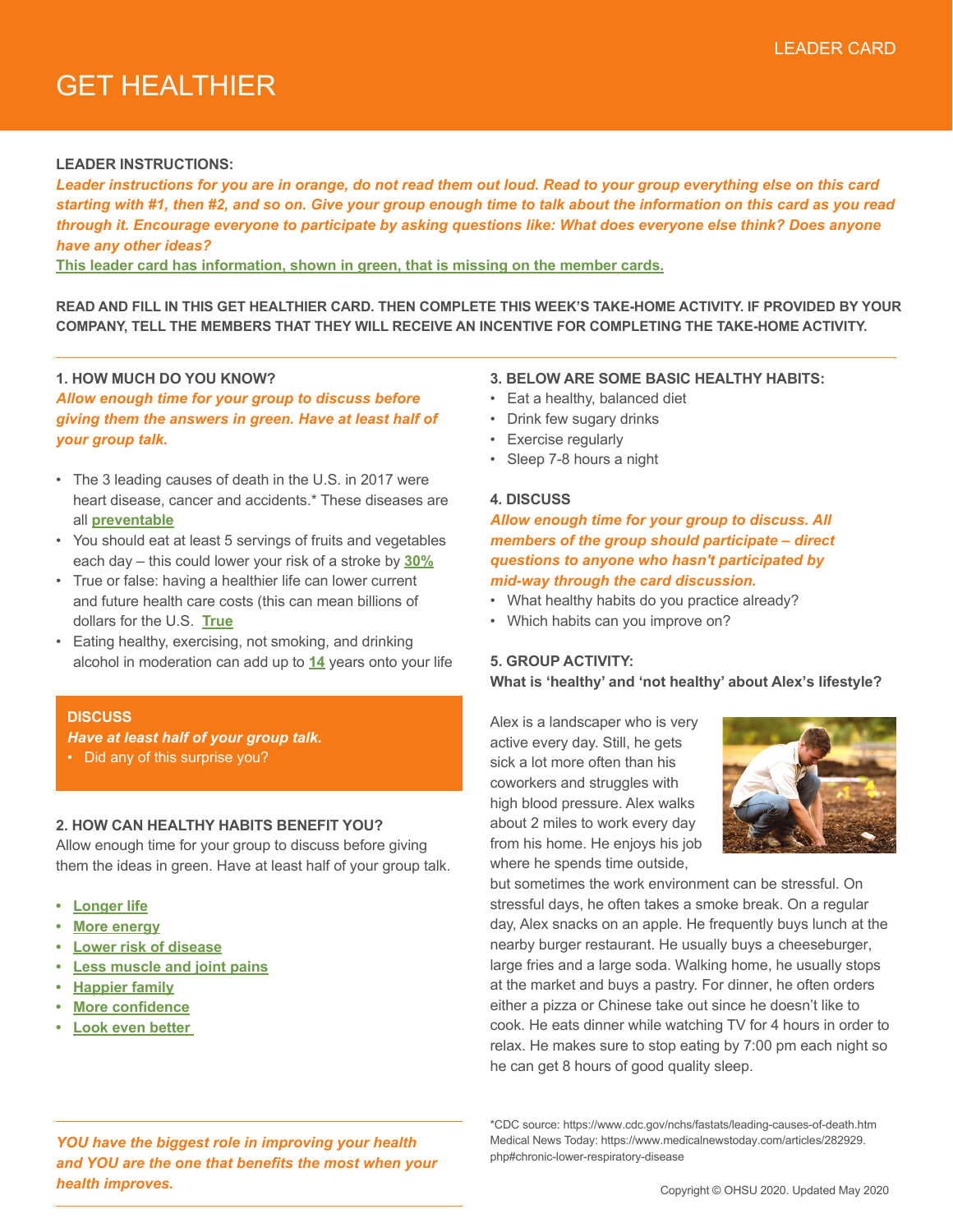LEADER CARD

# GET HEALTHIER

**LEADER INSTRUCTIONS:**

***Leader instructions for you are in orange, do not read them out loud. Read to your group everything else on this card starting with #1, then #2, and so on. Give your group enough time to talk about the information on this card as you read through it. Encourage everyone to participate by asking questions like: What does everyone else think? Does anyone have any other ideas?***

**This leader card has information, shown in green, that is missing on the member cards.**

**READ AND FILL IN THIS GET HEALTHIER CARD. THEN COMPLETE THIS WEEK'S TAKE-HOME ACTIVITY. IF PROVIDED BY YOUR COMPANY, TELL THE MEMBERS THAT THEY WILL RECEIVE AN INCENTIVE FOR COMPLETING THE TAKE-HOME ACTIVITY.**

---

### 1. HOW MUCH DO YOU KNOW?

***Allow enough time for your group to discuss before giving them the answers in green. Have at least half of your group talk.***

- The 3 leading causes of death in the U.S. in 2017 were heart disease, cancer and accidents.* These diseases are all **preventable**
- You should eat at least 5 servings of fruits and vegetables each day – this could lower your risk of a stroke by **30%**
- True or false: having a healthier life can lower current and future health care costs (this can mean billions of dollars for the U.S. **True**
- Eating healthy, exercising, not smoking, and drinking alcohol in moderation can add up to **14** years onto your life

**DISCUSS**

***Have at least half of your group talk.***

- Did any of this surprise you?

### 2. HOW CAN HEALTHY HABITS BENEFIT YOU?

Allow enough time for your group to discuss before giving them the ideas in green. Have at least half of your group talk.

- **Longer life**
- **More energy**
- **Lower risk of disease**
- **Less muscle and joint pains**
- **Happier family**
- **More confidence**
- **Look even better**

### 3. BELOW ARE SOME BASIC HEALTHY HABITS:

- Eat a healthy, balanced diet
- Drink few sugary drinks
- Exercise regularly
- Sleep 7-8 hours a night

### 4. DISCUSS

***Allow enough time for your group to discuss. All members of the group should participate – direct questions to anyone who hasn't participated by mid-way through the card discussion.***

- What healthy habits do you practice already?
- Which habits can you improve on?

### 5. GROUP ACTIVITY:

**What is 'healthy' and 'not healthy' about Alex's lifestyle?**

Alex is a landscaper who is very active every day. Still, he gets sick a lot more often than his coworkers and struggles with high blood pressure. Alex walks about 2 miles to work every day from his home. He enjoys his job where he spends time outside, but sometimes the work environment can be stressful. On stressful days, he often takes a smoke break. On a regular day, Alex snacks on an apple. He frequently buys lunch at the nearby burger restaurant. He usually buys a cheeseburger, large fries and a large soda. Walking home, he usually stops at the market and buys a pastry. For dinner, he often orders either a pizza or Chinese take out since he doesn't like to cook. He eats dinner while watching TV for 4 hours in order to relax. He makes sure to stop eating by 7:00 pm each night so he can get 8 hours of good quality sleep.

---

***YOU have the biggest role in improving your health and YOU are the one that benefits the most when your health improves.***

*CDC source: https://www.cdc.gov/nchs/fastats/leading-causes-of-death.htm
Medical News Today: https://www.medicalnewstoday.com/articles/282929.php#chronic-lower-respiratory-disease

Copyright © OHSU 2020. Updated May 2020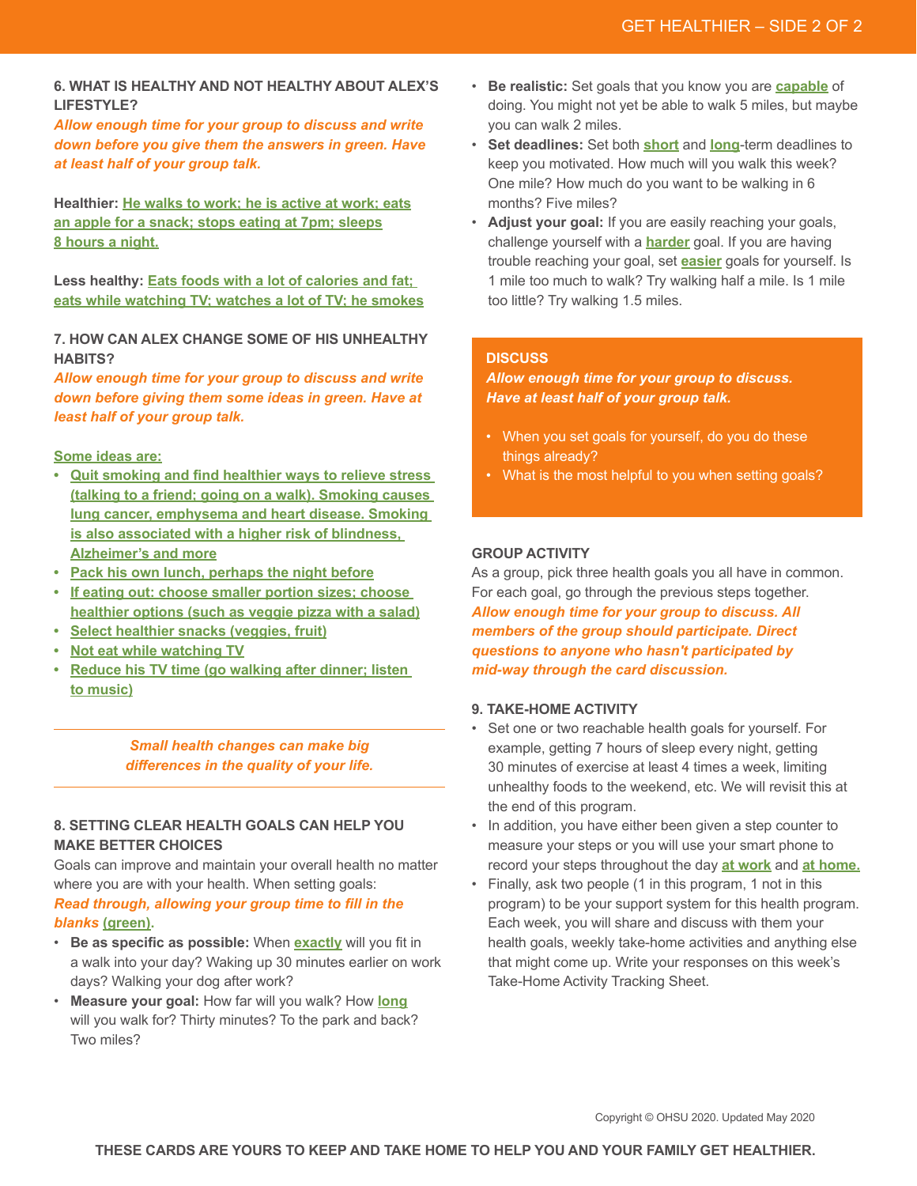### 6. WHAT IS HEALTHY AND NOT HEALTHY ABOUT ALEX'S LIFESTYLE?

***Allow enough time for your group to discuss and write down before you give them the answers in green. Have at least half of your group talk.***

**Healthier:** He walks to work; he is active at work; eats an apple for a snack; stops eating at 7pm; sleeps 8 hours a night.

**Less healthy:** Eats foods with a lot of calories and fat; eats while watching TV; watches a lot of TV; he smokes

### 7. HOW CAN ALEX CHANGE SOME OF HIS UNHEALTHY HABITS?

***Allow enough time for your group to discuss and write down before giving them some ideas in green. Have at least half of your group talk.***

Some ideas are:

- Quit smoking and find healthier ways to relieve stress (talking to a friend; going on a walk). Smoking causes lung cancer, emphysema and heart disease. Smoking is also associated with a higher risk of blindness, Alzheimer's and more
- Pack his own lunch, perhaps the night before
- If eating out: choose smaller portion sizes; choose healthier options (such as veggie pizza with a salad)
- Select healthier snacks (veggies, fruit)
- Not eat while watching TV
- Reduce his TV time (go walking after dinner; listen to music)

---

***Small health changes can make big differences in the quality of your life.***

---

### 8. SETTING CLEAR HEALTH GOALS CAN HELP YOU MAKE BETTER CHOICES

Goals can improve and maintain your overall health no matter where you are with your health. When setting goals:

***Read through, allowing your group time to fill in the blanks (green).***

- **Be as specific as possible:** When exactly will you fit in a walk into your day? Waking up 30 minutes earlier on work days? Walking your dog after work?
- **Measure your goal:** How far will you walk? How long will you walk for? Thirty minutes? To the park and back? Two miles?
- **Be realistic:** Set goals that you know you are capable of doing. You might not yet be able to walk 5 miles, but maybe you can walk 2 miles.
- **Set deadlines:** Set both short and long-term deadlines to keep you motivated. How much will you walk this week? One mile? How much do you want to be walking in 6 months? Five miles?
- **Adjust your goal:** If you are easily reaching your goals, challenge yourself with a harder goal. If you are having trouble reaching your goal, set easier goals for yourself. Is 1 mile too much to walk? Try walking half a mile. Is 1 mile too little? Try walking 1.5 miles.

### DISCUSS

***Allow enough time for your group to discuss. Have at least half of your group talk.***

- When you set goals for yourself, do you do these things already?
- What is the most helpful to you when setting goals?

### GROUP ACTIVITY

As a group, pick three health goals you all have in common. For each goal, go through the previous steps together.

***Allow enough time for your group to discuss. All members of the group should participate. Direct questions to anyone who hasn't participated by mid-way through the card discussion.***

### 9. TAKE-HOME ACTIVITY

- Set one or two reachable health goals for yourself. For example, getting 7 hours of sleep every night, getting 30 minutes of exercise at least 4 times a week, limiting unhealthy foods to the weekend, etc. We will revisit this at the end of this program.
- In addition, you have either been given a step counter to measure your steps or you will use your smart phone to record your steps throughout the day at work and at home.
- Finally, ask two people (1 in this program, 1 not in this program) to be your support system for this health program. Each week, you will share and discuss with them your health goals, weekly take-home activities and anything else that might come up. Write your responses on this week's Take-Home Activity Tracking Sheet.

Copyright © OHSU 2020. Updated May 2020

**THESE CARDS ARE YOURS TO KEEP AND TAKE HOME TO HELP YOU AND YOUR FAMILY GET HEALTHIER.**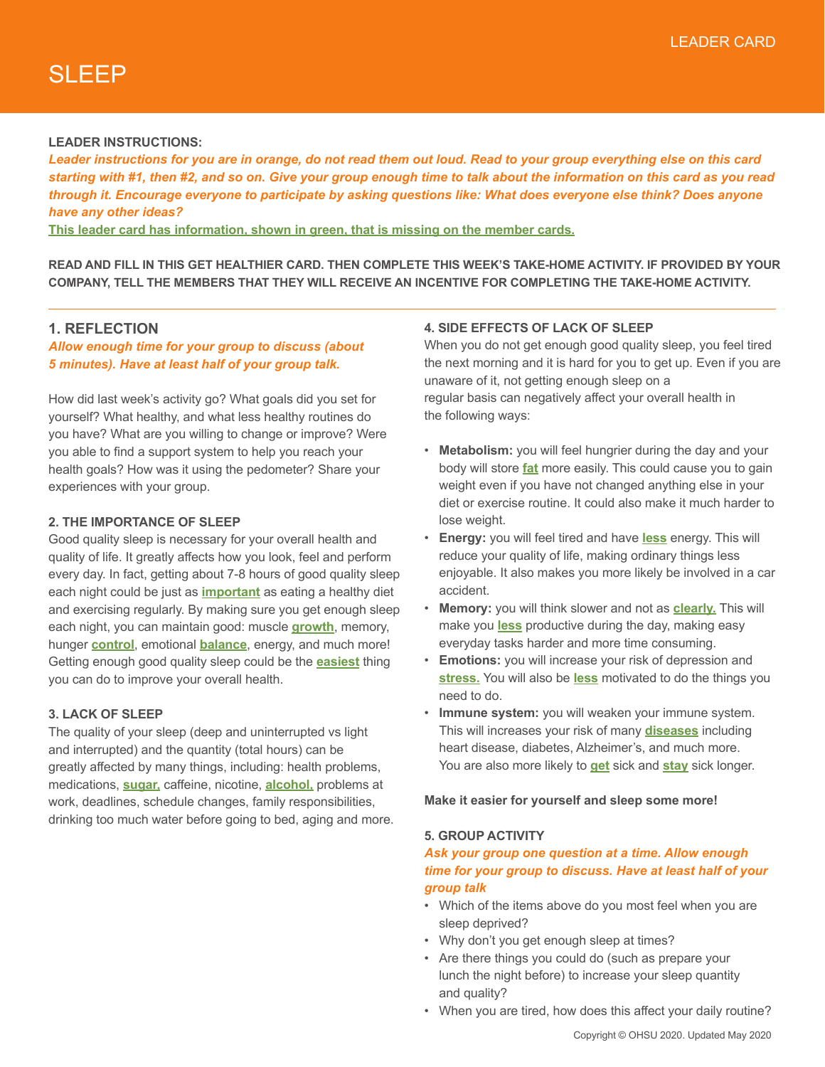LEADER CARD

# SLEEP

**LEADER INSTRUCTIONS:**

***Leader instructions for you are in orange, do not read them out loud. Read to your group everything else on this card starting with #1, then #2, and so on. Give your group enough time to talk about the information on this card as you read through it. Encourage everyone to participate by asking questions like: What does everyone else think? Does anyone have any other ideas?***

**This leader card has information, shown in green, that is missing on the member cards.**

**READ AND FILL IN THIS GET HEALTHIER CARD. THEN COMPLETE THIS WEEK'S TAKE-HOME ACTIVITY. IF PROVIDED BY YOUR COMPANY, TELL THE MEMBERS THAT THEY WILL RECEIVE AN INCENTIVE FOR COMPLETING THE TAKE-HOME ACTIVITY.**

## 1. REFLECTION

***Allow enough time for your group to discuss (about 5 minutes). Have at least half of your group talk.***

How did last week's activity go? What goals did you set for yourself? What healthy, and what less healthy routines do you have? What are you willing to change or improve? Were you able to find a support system to help you reach your health goals? How was it using the pedometer? Share your experiences with your group.

### 2. THE IMPORTANCE OF SLEEP

Good quality sleep is necessary for your overall health and quality of life. It greatly affects how you look, feel and perform every day. In fact, getting about 7-8 hours of good quality sleep each night could be just as **important** as eating a healthy diet and exercising regularly. By making sure you get enough sleep each night, you can maintain good: muscle **growth**, memory, hunger **control**, emotional **balance**, energy, and much more! Getting enough good quality sleep could be the **easiest** thing you can do to improve your overall health.

### 3. LACK OF SLEEP

The quality of your sleep (deep and uninterrupted vs light and interrupted) and the quantity (total hours) can be greatly affected by many things, including: health problems, medications, **sugar,** caffeine, nicotine, **alcohol,** problems at work, deadlines, schedule changes, family responsibilities, drinking too much water before going to bed, aging and more.

### 4. SIDE EFFECTS OF LACK OF SLEEP

When you do not get enough good quality sleep, you feel tired the next morning and it is hard for you to get up. Even if you are unaware of it, not getting enough sleep on a regular basis can negatively affect your overall health in the following ways:

- **Metabolism:** you will feel hungrier during the day and your body will store **fat** more easily. This could cause you to gain weight even if you have not changed anything else in your diet or exercise routine. It could also make it much harder to lose weight.
- **Energy:** you will feel tired and have **less** energy. This will reduce your quality of life, making ordinary things less enjoyable. It also makes you more likely be involved in a car accident.
- **Memory:** you will think slower and not as **clearly.** This will make you **less** productive during the day, making easy everyday tasks harder and more time consuming.
- **Emotions:** you will increase your risk of depression and **stress.** You will also be **less** motivated to do the things you need to do.
- **Immune system:** you will weaken your immune system. This will increases your risk of many **diseases** including heart disease, diabetes, Alzheimer's, and much more. You are also more likely to **get** sick and **stay** sick longer.

**Make it easier for yourself and sleep some more!**

### 5. GROUP ACTIVITY

***Ask your group one question at a time. Allow enough time for your group to discuss. Have at least half of your group talk***

- Which of the items above do you most feel when you are sleep deprived?
- Why don't you get enough sleep at times?
- Are there things you could do (such as prepare your lunch the night before) to increase your sleep quantity and quality?
- When you are tired, how does this affect your daily routine?

Copyright © OHSU 2020. Updated May 2020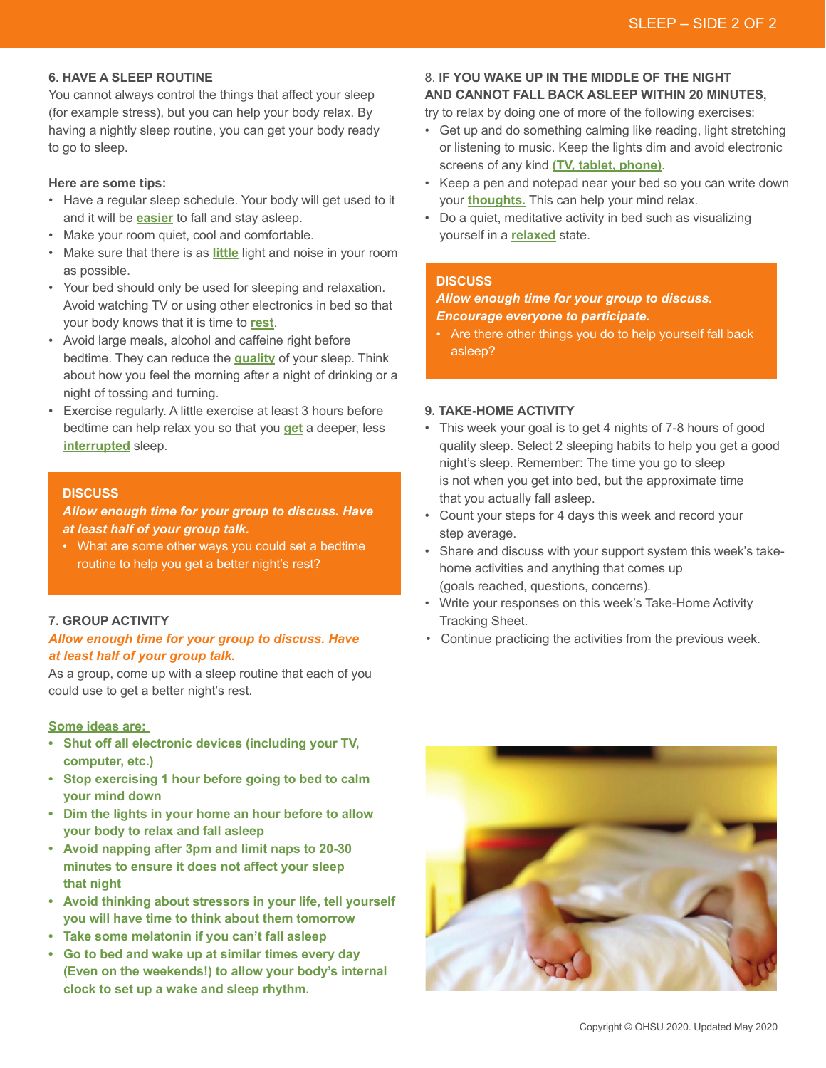### 6. HAVE A SLEEP ROUTINE

You cannot always control the things that affect your sleep (for example stress), but you can help your body relax. By having a nightly sleep routine, you can get your body ready to go to sleep.

**Here are some tips:**

- Have a regular sleep schedule. Your body will get used to it and it will be **easier** to fall and stay asleep.
- Make your room quiet, cool and comfortable.
- Make sure that there is as **little** light and noise in your room as possible.
- Your bed should only be used for sleeping and relaxation. Avoid watching TV or using other electronics in bed so that your body knows that it is time to **rest**.
- Avoid large meals, alcohol and caffeine right before bedtime. They can reduce the **quality** of your sleep. Think about how you feel the morning after a night of drinking or a night of tossing and turning.
- Exercise regularly. A little exercise at least 3 hours before bedtime can help relax you so that you **get** a deeper, less **interrupted** sleep.

**DISCUSS**

***Allow enough time for your group to discuss. Have at least half of your group talk.***

- What are some other ways you could set a bedtime routine to help you get a better night's rest?

### 7. GROUP ACTIVITY

***Allow enough time for your group to discuss. Have at least half of your group talk.***

As a group, come up with a sleep routine that each of you could use to get a better night's rest.

**Some ideas are:**

- **Shut off all electronic devices (including your TV, computer, etc.)**
- **Stop exercising 1 hour before going to bed to calm your mind down**
- **Dim the lights in your home an hour before to allow your body to relax and fall asleep**
- **Avoid napping after 3pm and limit naps to 20-30 minutes to ensure it does not affect your sleep that night**
- **Avoid thinking about stressors in your life, tell yourself you will have time to think about them tomorrow**
- **Take some melatonin if you can't fall asleep**
- **Go to bed and wake up at similar times every day (Even on the weekends!) to allow your body's internal clock to set up a wake and sleep rhythm.**

### 8. IF YOU WAKE UP IN THE MIDDLE OF THE NIGHT AND CANNOT FALL BACK ASLEEP WITHIN 20 MINUTES,

try to relax by doing one of more of the following exercises:

- Get up and do something calming like reading, light stretching or listening to music. Keep the lights dim and avoid electronic screens of any kind **(TV, tablet, phone)**.
- Keep a pen and notepad near your bed so you can write down your **thoughts.** This can help your mind relax.
- Do a quiet, meditative activity in bed such as visualizing yourself in a **relaxed** state.

**DISCUSS**

***Allow enough time for your group to discuss. Encourage everyone to participate.***

- Are there other things you do to help yourself fall back asleep?

### 9. TAKE-HOME ACTIVITY

- This week your goal is to get 4 nights of 7-8 hours of good quality sleep. Select 2 sleeping habits to help you get a good night's sleep. Remember: The time you go to sleep is not when you get into bed, but the approximate time that you actually fall asleep.
- Count your steps for 4 days this week and record your step average.
- Share and discuss with your support system this week's take-home activities and anything that comes up (goals reached, questions, concerns).
- Write your responses on this week's Take-Home Activity Tracking Sheet.
- Continue practicing the activities from the previous week.

Copyright © OHSU 2020. Updated May 2020